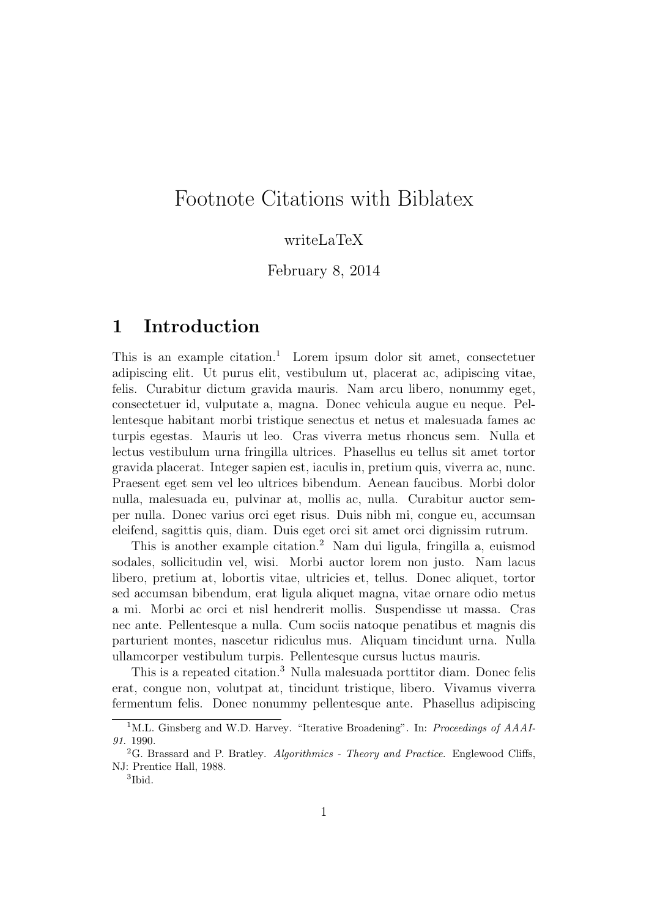# Footnote Citations with Biblatex

writeLaTeX

February 8, 2014

## 1 Introduction

This is an example citation.[1] Lorem ipsum dolor sit amet, consectetuer adipiscing elit. Ut purus elit, vestibulum ut, placerat ac, adipiscing vitae, felis. Curabitur dictum gravida mauris. Nam arcu libero, nonummy eget, consectetuer id, vulputate a, magna. Donec vehicula augue eu neque. Pellentesque habitant morbi tristique senectus et netus et malesuada fames ac turpis egestas. Mauris ut leo. Cras viverra metus rhoncus sem. Nulla et lectus vestibulum urna fringilla ultrices. Phasellus eu tellus sit amet tortor gravida placerat. Integer sapien est, iaculis in, pretium quis, viverra ac, nunc. Praesent eget sem vel leo ultrices bibendum. Aenean faucibus. Morbi dolor nulla, malesuada eu, pulvinar at, mollis ac, nulla. Curabitur auctor semper nulla. Donec varius orci eget risus. Duis nibh mi, congue eu, accumsan eleifend, sagittis quis, diam. Duis eget orci sit amet orci dignissim rutrum.

This is another example citation.[2] Nam dui ligula, fringilla a, euismod sodales, sollicitudin vel, wisi. Morbi auctor lorem non justo. Nam lacus libero, pretium at, lobortis vitae, ultricies et, tellus. Donec aliquet, tortor sed accumsan bibendum, erat ligula aliquet magna, vitae ornare odio metus a mi. Morbi ac orci et nisl hendrerit mollis. Suspendisse ut massa. Cras nec ante. Pellentesque a nulla. Cum sociis natoque penatibus et magnis dis parturient montes, nascetur ridiculus mus. Aliquam tincidunt urna. Nulla ullamcorper vestibulum turpis. Pellentesque cursus luctus mauris.

This is a repeated citation.[3] Nulla malesuada porttitor diam. Donec felis erat, congue non, volutpat at, tincidunt tristique, libero. Vivamus viverra fermentum felis. Donec nonummy pellentesque ante. Phasellus adipiscing

---

[1] M.L. Ginsberg and W.D. Harvey. "Iterative Broadening". In: *Proceedings of AAAI-91*. 1990.

[2] G. Brassard and P. Bratley. *Algorithmics - Theory and Practice.* Englewood Cliffs, NJ: Prentice Hall, 1988.

[3] Ibid.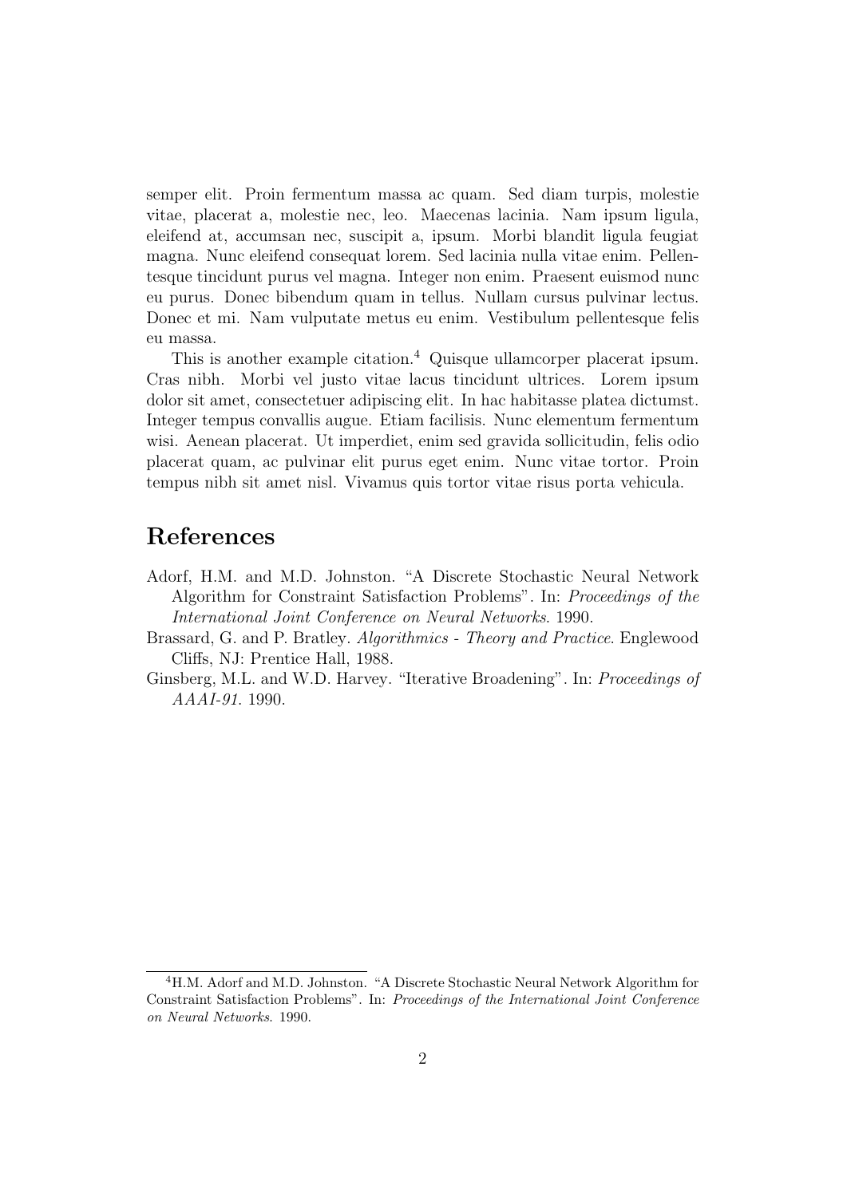semper elit. Proin fermentum massa ac quam. Sed diam turpis, molestie vitae, placerat a, molestie nec, leo. Maecenas lacinia. Nam ipsum ligula, eleifend at, accumsan nec, suscipit a, ipsum. Morbi blandit ligula feugiat magna. Nunc eleifend consequat lorem. Sed lacinia nulla vitae enim. Pellentesque tincidunt purus vel magna. Integer non enim. Praesent euismod nunc eu purus. Donec bibendum quam in tellus. Nullam cursus pulvinar lectus. Donec et mi. Nam vulputate metus eu enim. Vestibulum pellentesque felis eu massa.

This is another example citation.[4] Quisque ullamcorper placerat ipsum. Cras nibh. Morbi vel justo vitae lacus tincidunt ultrices. Lorem ipsum dolor sit amet, consectetuer adipiscing elit. In hac habitasse platea dictumst. Integer tempus convallis augue. Etiam facilisis. Nunc elementum fermentum wisi. Aenean placerat. Ut imperdiet, enim sed gravida sollicitudin, felis odio placerat quam, ac pulvinar elit purus eget enim. Nunc vitae tortor. Proin tempus nibh sit amet nisl. Vivamus quis tortor vitae risus porta vehicula.

# References

Adorf, H.M. and M.D. Johnston. "A Discrete Stochastic Neural Network Algorithm for Constraint Satisfaction Problems". In: *Proceedings of the International Joint Conference on Neural Networks*. 1990.

Brassard, G. and P. Bratley. *Algorithmics - Theory and Practice*. Englewood Cliffs, NJ: Prentice Hall, 1988.

Ginsberg, M.L. and W.D. Harvey. "Iterative Broadening". In: *Proceedings of AAAI-91*. 1990.

---

[4] H.M. Adorf and M.D. Johnston. "A Discrete Stochastic Neural Network Algorithm for Constraint Satisfaction Problems". In: *Proceedings of the International Joint Conference on Neural Networks*. 1990.